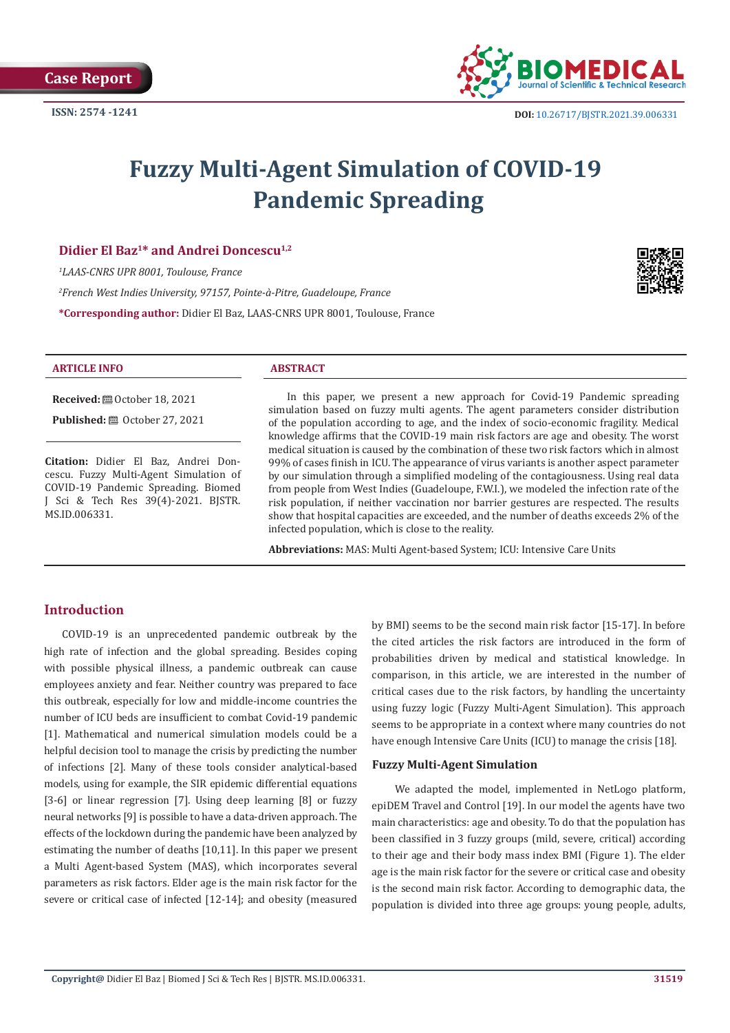Case Report

ISSN: 2574 -1241

DOI: 10.26717/BJSTR.2021.39.006331

# Fuzzy Multi-Agent Simulation of COVID-19 Pandemic Spreading

**Didier El Baz[1]* and Andrei Doncescu[1,2]**

*[1]LAAS-CNRS UPR 8001, Toulouse, France*

*[2]French West Indies University, 97157, Pointe-à-Pitre, Guadeloupe, France*

***Corresponding author:** Didier El Baz, LAAS-CNRS UPR 8001, Toulouse, France

## ARTICLE INFO

**Received:** October 18, 2021

**Published:** October 27, 2021

**Citation:** Didier El Baz, Andrei Doncescu. Fuzzy Multi-Agent Simulation of COVID-19 Pandemic Spreading. Biomed J Sci & Tech Res 39(4)-2021. BJSTR. MS.ID.006331.

## ABSTRACT

In this paper, we present a new approach for Covid-19 Pandemic spreading simulation based on fuzzy multi agents. The agent parameters consider distribution of the population according to age, and the index of socio-economic fragility. Medical knowledge affirms that the COVID-19 main risk factors are age and obesity. The worst medical situation is caused by the combination of these two risk factors which in almost 99% of cases finish in ICU. The appearance of virus variants is another aspect parameter by our simulation through a simplified modeling of the contagiousness. Using real data from people from West Indies (Guadeloupe, F.W.I.), we modeled the infection rate of the risk population, if neither vaccination nor barrier gestures are respected. The results show that hospital capacities are exceeded, and the number of deaths exceeds 2% of the infected population, which is close to the reality.

**Abbreviations:** MAS: Multi Agent-based System; ICU: Intensive Care Units

## Introduction

COVID-19 is an unprecedented pandemic outbreak by the high rate of infection and the global spreading. Besides coping with possible physical illness, a pandemic outbreak can cause employees anxiety and fear. Neither country was prepared to face this outbreak, especially for low and middle-income countries the number of ICU beds are insufficient to combat Covid-19 pandemic [1]. Mathematical and numerical simulation models could be a helpful decision tool to manage the crisis by predicting the number of infections [2]. Many of these tools consider analytical-based models, using for example, the SIR epidemic differential equations [3-6] or linear regression [7]. Using deep learning [8] or fuzzy neural networks [9] is possible to have a data-driven approach. The effects of the lockdown during the pandemic have been analyzed by estimating the number of deaths [10,11]. In this paper we present a Multi Agent-based System (MAS), which incorporates several parameters as risk factors. Elder age is the main risk factor for the severe or critical case of infected [12-14]; and obesity (measured by BMI) seems to be the second main risk factor [15-17]. In before the cited articles the risk factors are introduced in the form of probabilities driven by medical and statistical knowledge. In comparison, in this article, we are interested in the number of critical cases due to the risk factors, by handling the uncertainty using fuzzy logic (Fuzzy Multi-Agent Simulation). This approach seems to be appropriate in a context where many countries do not have enough Intensive Care Units (ICU) to manage the crisis [18].

### Fuzzy Multi-Agent Simulation

We adapted the model, implemented in NetLogo platform, epiDEM Travel and Control [19]. In our model the agents have two main characteristics: age and obesity. To do that the population has been classified in 3 fuzzy groups (mild, severe, critical) according to their age and their body mass index BMI (Figure 1). The elder age is the main risk factor for the severe or critical case and obesity is the second main risk factor. According to demographic data, the population is divided into three age groups: young people, adults,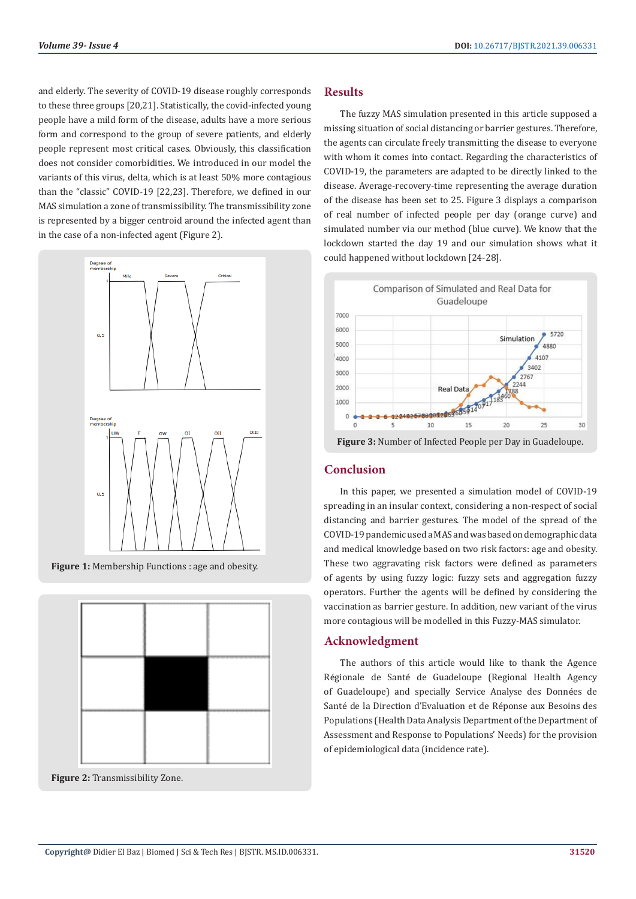and elderly. The severity of COVID-19 disease roughly corresponds to these three groups [20,21]. Statistically, the covid-infected young people have a mild form of the disease, adults have a more serious form and correspond to the group of severe patients, and elderly people represent most critical cases. Obviously, this classification does not consider comorbidities. We introduced in our model the variants of this virus, delta, which is at least 50% more contagious than the "classic" COVID-19 [22,23]. Therefore, we defined in our MAS simulation a zone of transmissibility. The transmissibility zone is represented by a bigger centroid around the infected agent than in the case of a non-infected agent (Figure 2).

**Figure 1:** Membership Functions : age and obesity.

**Figure 2:** Transmissibility Zone.

## Results

The fuzzy MAS simulation presented in this article supposed a missing situation of social distancing or barrier gestures. Therefore, the agents can circulate freely transmitting the disease to everyone with whom it comes into contact. Regarding the characteristics of COVID-19, the parameters are adapted to be directly linked to the disease. Average-recovery-time representing the average duration of the disease has been set to 25. Figure 3 displays a comparison of real number of infected people per day (orange curve) and simulated number via our method (blue curve). We know that the lockdown started the day 19 and our simulation shows what it could happened without lockdown [24-28].

**Figure 3:** Number of Infected People per Day in Guadeloupe.

## Conclusion

In this paper, we presented a simulation model of COVID-19 spreading in an insular context, considering a non-respect of social distancing and barrier gestures. The model of the spread of the COVID-19 pandemic used a MAS and was based on demographic data and medical knowledge based on two risk factors: age and obesity. These two aggravating risk factors were defined as parameters of agents by using fuzzy logic: fuzzy sets and aggregation fuzzy operators. Further the agents will be defined by considering the vaccination as barrier gesture. In addition, new variant of the virus more contagious will be modelled in this Fuzzy-MAS simulator.

## Acknowledgment

The authors of this article would like to thank the Agence Régionale de Santé de Guadeloupe (Regional Health Agency of Guadeloupe) and specially Service Analyse des Données de Santé de la Direction d'Evaluation et de Réponse aux Besoins des Populations (Health Data Analysis Department of the Department of Assessment and Response to Populations' Needs) for the provision of epidemiological data (incidence rate).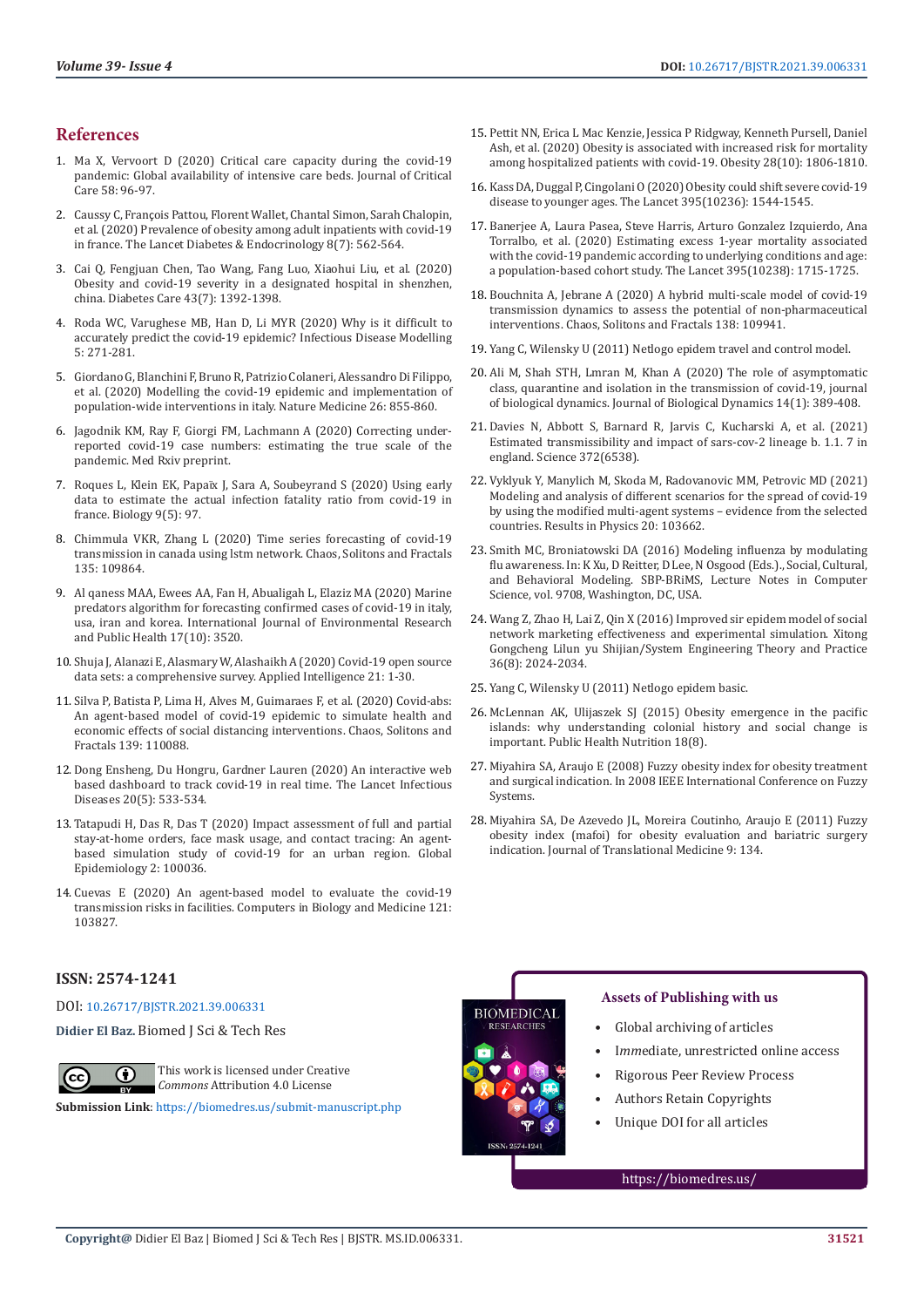## References

1. Ma X, Vervoort D (2020) Critical care capacity during the covid-19 pandemic: Global availability of intensive care beds. Journal of Critical Care 58: 96-97.
2. Caussy C, François Pattou, Florent Wallet, Chantal Simon, Sarah Chalopin, et al. (2020) Prevalence of obesity among adult inpatients with covid-19 in france. The Lancet Diabetes & Endocrinology 8(7): 562-564.
3. Cai Q, Fengjuan Chen, Tao Wang, Fang Luo, Xiaohui Liu, et al. (2020) Obesity and covid-19 severity in a designated hospital in shenzhen, china. Diabetes Care 43(7): 1392-1398.
4. Roda WC, Varughese MB, Han D, Li MYR (2020) Why is it difficult to accurately predict the covid-19 epidemic? Infectious Disease Modelling 5: 271-281.
5. Giordano G, Blanchini F, Bruno R, Patrizio Colaneri, Alessandro Di Filippo, et al. (2020) Modelling the covid-19 epidemic and implementation of population-wide interventions in italy. Nature Medicine 26: 855-860.
6. Jagodnik KM, Ray F, Giorgi FM, Lachmann A (2020) Correcting under-reported covid-19 case numbers: estimating the true scale of the pandemic. Med Rxiv preprint.
7. Roques L, Klein EK, Papaïx J, Sara A, Soubeyrand S (2020) Using early data to estimate the actual infection fatality ratio from covid-19 in france. Biology 9(5): 97.
8. Chimmula VKR, Zhang L (2020) Time series forecasting of covid-19 transmission in canada using lstm network. Chaos, Solitons and Fractals 135: 109864.
9. Al qaness MAA, Ewees AA, Fan H, Abualigah L, Elaziz MA (2020) Marine predators algorithm for forecasting confirmed cases of covid-19 in italy, usa, iran and korea. International Journal of Environmental Research and Public Health 17(10): 3520.
10. Shuja J, Alanazi E, Alasmary W, Alashaikh A (2020) Covid-19 open source data sets: a comprehensive survey. Applied Intelligence 21: 1-30.
11. Silva P, Batista P, Lima H, Alves M, Guimaraes F, et al. (2020) Covid-abs: An agent-based model of covid-19 epidemic to simulate health and economic effects of social distancing interventions. Chaos, Solitons and Fractals 139: 110088.
12. Dong Ensheng, Du Hongru, Gardner Lauren (2020) An interactive web based dashboard to track covid-19 in real time. The Lancet Infectious Diseases 20(5): 533-534.
13. Tatapudi H, Das R, Das T (2020) Impact assessment of full and partial stay-at-home orders, face mask usage, and contact tracing: An agent-based simulation study of covid-19 for an urban region. Global Epidemiology 2: 100036.
14. Cuevas E (2020) An agent-based model to evaluate the covid-19 transmission risks in facilities. Computers in Biology and Medicine 121: 103827.
15. Pettit NN, Erica L Mac Kenzie, Jessica P Ridgway, Kenneth Pursell, Daniel Ash, et al. (2020) Obesity is associated with increased risk for mortality among hospitalized patients with covid-19. Obesity 28(10): 1806-1810.
16. Kass DA, Duggal P, Cingolani O (2020) Obesity could shift severe covid-19 disease to younger ages. The Lancet 395(10236): 1544-1545.
17. Banerjee A, Laura Pasea, Steve Harris, Arturo Gonzalez Izquierdo, Ana Torralbo, et al. (2020) Estimating excess 1-year mortality associated with the covid-19 pandemic according to underlying conditions and age: a population-based cohort study. The Lancet 395(10238): 1715-1725.
18. Bouchnita A, Jebrane A (2020) A hybrid multi-scale model of covid-19 transmission dynamics to assess the potential of non-pharmaceutical interventions. Chaos, Solitons and Fractals 138: 109941.
19. Yang C, Wilensky U (2011) Netlogo epidem travel and control model.
20. Ali M, Shah STH, Lmran M, Khan A (2020) The role of asymptomatic class, quarantine and isolation in the transmission of covid-19, journal of biological dynamics. Journal of Biological Dynamics 14(1): 389-408.
21. Davies N, Abbott S, Barnard R, Jarvis C, Kucharski A, et al. (2021) Estimated transmissibility and impact of sars-cov-2 lineage b. 1.1. 7 in england. Science 372(6538).
22. Vyklyuk Y, Manylich M, Skoda M, Radovanovic MM, Petrovic MD (2021) Modeling and analysis of different scenarios for the spread of covid-19 by using the modified multi-agent systems – evidence from the selected countries. Results in Physics 20: 103662.
23. Smith MC, Broniatowski DA (2016) Modeling influenza by modulating flu awareness. In: K Xu, D Reitter, D Lee, N Osgood (Eds.)., Social, Cultural, and Behavioral Modeling. SBP-BRiMS, Lecture Notes in Computer Science, vol. 9708, Washington, DC, USA.
24. Wang Z, Zhao H, Lai Z, Qin X (2016) Improved sir epidem model of social network marketing effectiveness and experimental simulation. Xitong Gongcheng Lilun yu Shijian/System Engineering Theory and Practice 36(8): 2024-2034.
25. Yang C, Wilensky U (2011) Netlogo epidem basic.
26. McLennan AK, Ulijaszek SJ (2015) Obesity emergence in the pacific islands: why understanding colonial history and social change is important. Public Health Nutrition 18(8).
27. Miyahira SA, Araujo E (2008) Fuzzy obesity index for obesity treatment and surgical indication. In 2008 IEEE International Conference on Fuzzy Systems.
28. Miyahira SA, De Azevedo JL, Moreira Coutinho, Araujo E (2011) Fuzzy obesity index (mafoi) for obesity evaluation and bariatric surgery indication. Journal of Translational Medicine 9: 134.

**ISSN: 2574-1241**

DOI: 10.26717/BJSTR.2021.39.006331

**Didier El Baz.** Biomed J Sci & Tech Res

This work is licensed under Creative *Commons* Attribution 4.0 License

**Submission Link**: https://biomedres.us/submit-manuscript.php

**Assets of Publishing with us**

- Global archiving of articles
- Immediate, unrestricted online access
- Rigorous Peer Review Process
- Authors Retain Copyrights
- Unique DOI for all articles

https://biomedres.us/